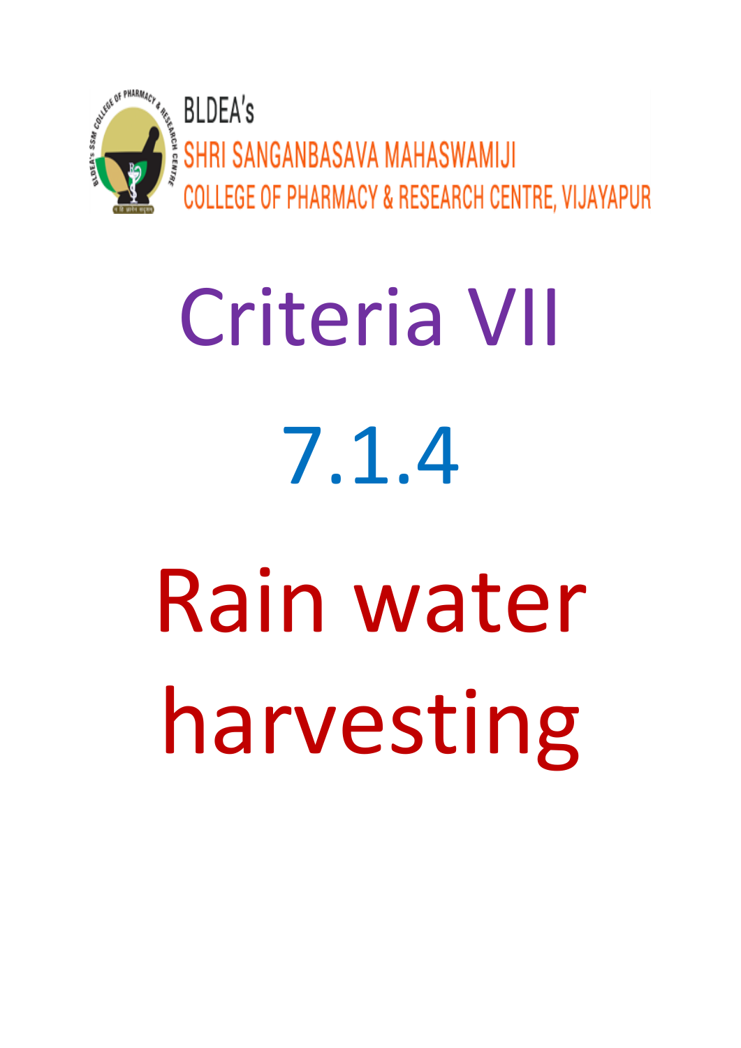BLDEA's

SHRI SANGANBASAVA MAHASWAMIJI

COLLEGE OF PHARMACY & RESEARCH CENTRE, VIJAYAPUR

# Criteria VII

# 7.1.4

# Rain water harvesting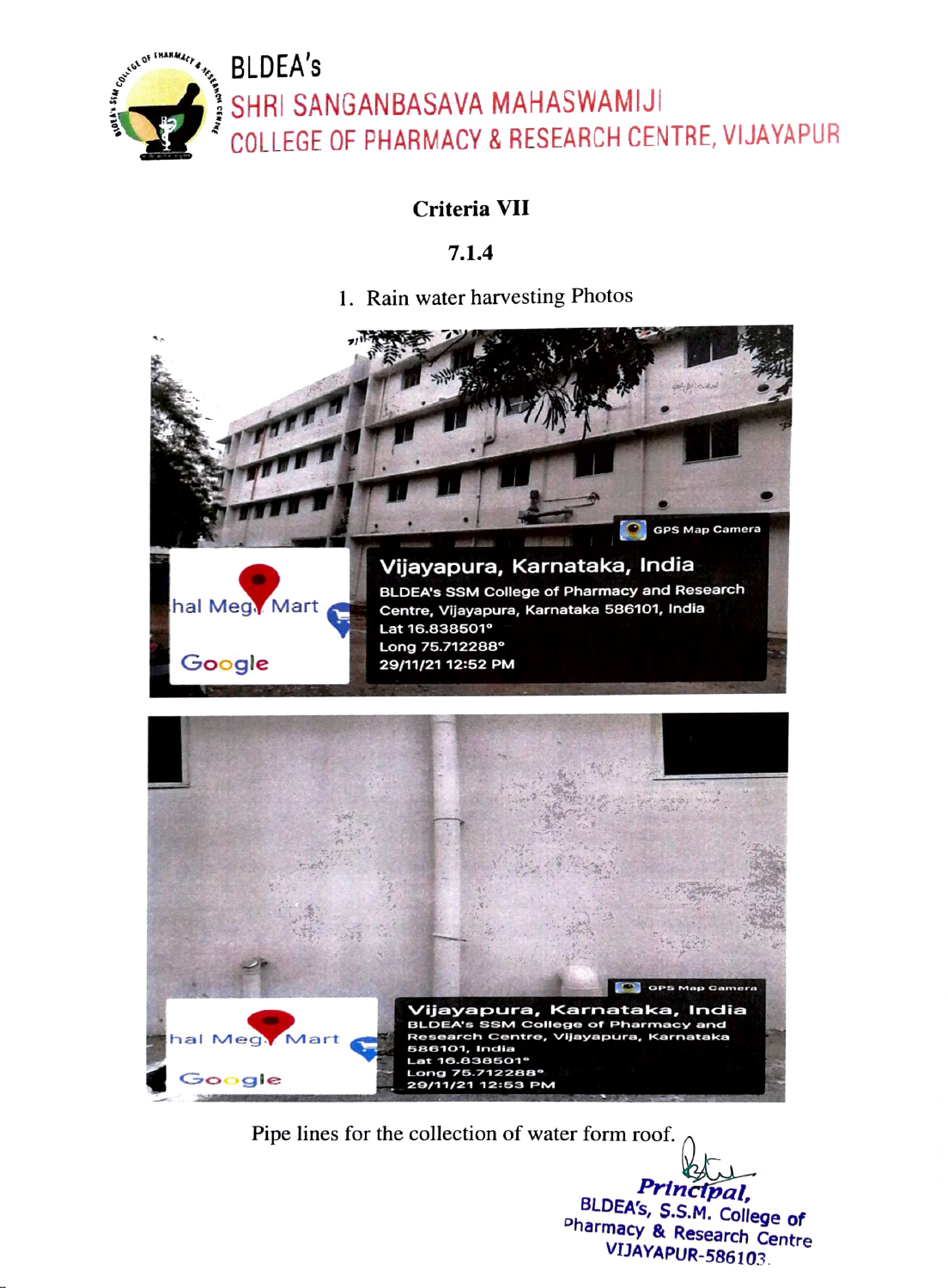BLDEA's

SHRI SANGANBASAVA MAHASWAMIJI

COLLEGE OF PHARMACY & RESEARCH CENTRE, VIJAYAPUR

**Criteria VII**

**7.1.4**

1. Rain water harvesting Photos

GPS Map Camera

Vijayapura, Karnataka, India

BLDEA's SSM College of Pharmacy and Research Centre, Vijayapura, Karnataka 586101, India

Lat 16.838501°

Long 75.712288°

29/11/21 12:52 PM

GPS Map Camera

Vijayapura, Karnataka, India

BLDEA's SSM College of Pharmacy and Research Centre, Vijayapura, Karnataka 586101, India

Lat 16.838501°

Long 75.712288°

29/11/21 12:53 PM

Pipe lines for the collection of water form roof.

Principal,
BLDEA's, S.S.M. College of Pharmacy & Research Centre
VIJAYAPUR-586103.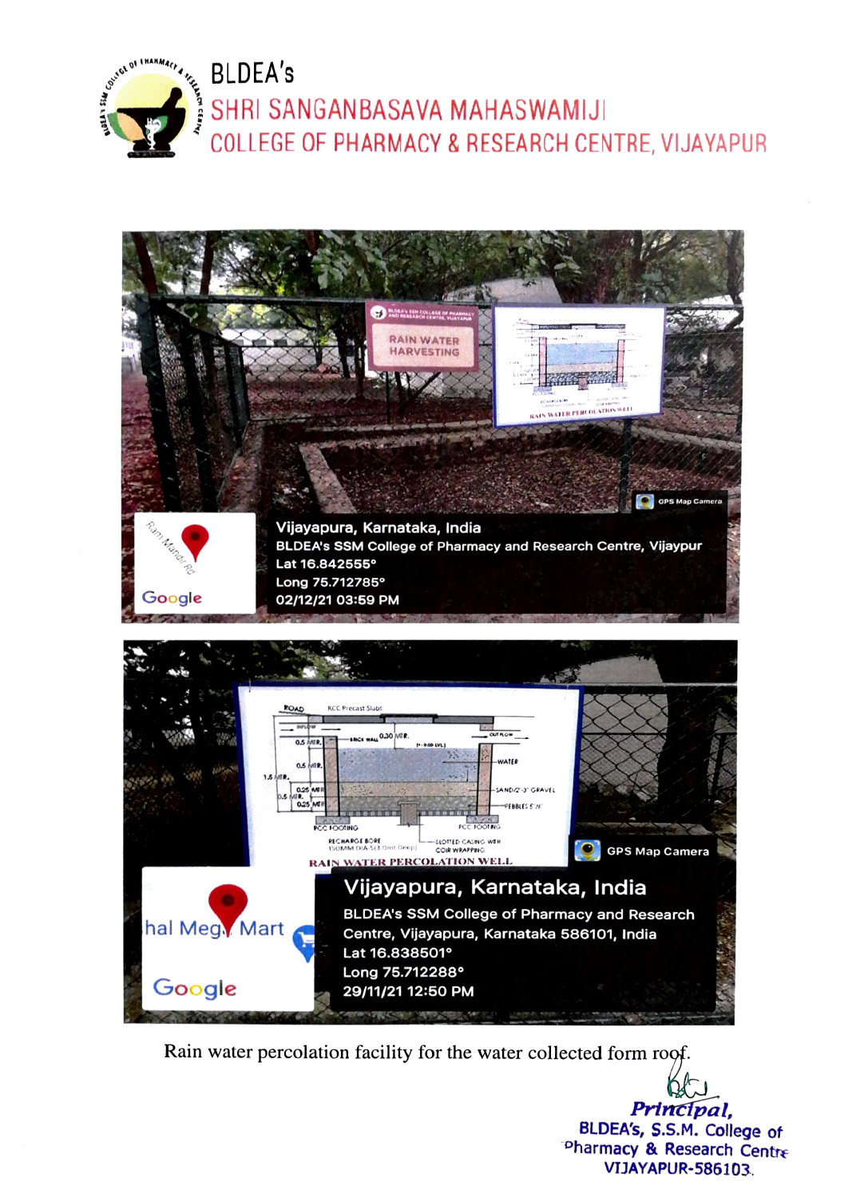BLDEA's

SHRI SANGANBASAVA MAHASWAMIJI

COLLEGE OF PHARMACY & RESEARCH CENTRE, VIJAYAPUR

Vijayapura, Karnataka, India
BLDEA's SSM College of Pharmacy and Research Centre, Vijaypur
Lat 16.842555°
Long 75.712785°
02/12/21 03:59 PM

Vijayapura, Karnataka, India
BLDEA's SSM College of Pharmacy and Research Centre, Vijayapura, Karnataka 586101, India
Lat 16.838501°
Long 75.712288°
29/11/21 12:50 PM

Rain water percolation facility for the water collected form roof.

**Principal,**
BLDEA's, S.S.M. College of Pharmacy & Research Centre
VIJAYAPUR-586103.